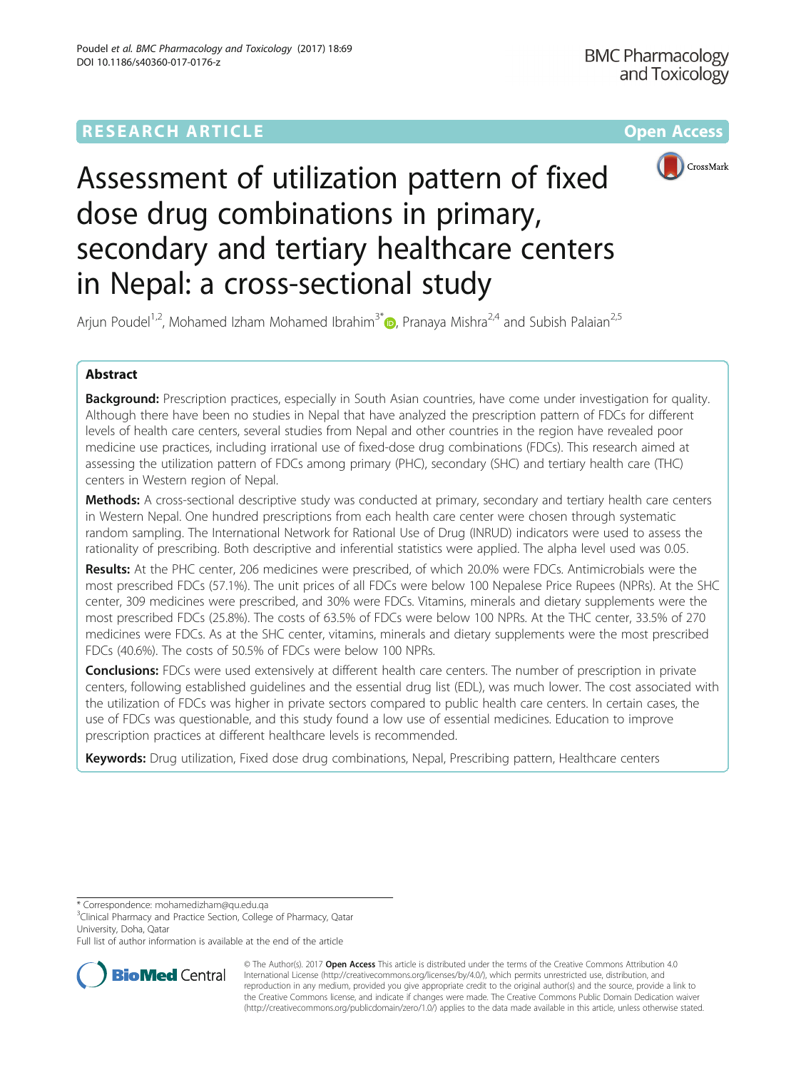RESEARCH ARTICLE Open Access

# Assessment of utilization pattern of fixed dose drug combinations in primary, secondary and tertiary healthcare centers in Nepal: a cross-sectional study

Arjun Poudel[1,2], Mohamed Izham Mohamed Ibrahim[3*], Pranaya Mishra[2,4] and Subish Palaian[2,5]

## Abstract

**Background:** Prescription practices, especially in South Asian countries, have come under investigation for quality. Although there have been no studies in Nepal that have analyzed the prescription pattern of FDCs for different levels of health care centers, several studies from Nepal and other countries in the region have revealed poor medicine use practices, including irrational use of fixed-dose drug combinations (FDCs). This research aimed at assessing the utilization pattern of FDCs among primary (PHC), secondary (SHC) and tertiary health care (THC) centers in Western region of Nepal.

**Methods:** A cross-sectional descriptive study was conducted at primary, secondary and tertiary health care centers in Western Nepal. One hundred prescriptions from each health care center were chosen through systematic random sampling. The International Network for Rational Use of Drug (INRUD) indicators were used to assess the rationality of prescribing. Both descriptive and inferential statistics were applied. The alpha level used was 0.05.

**Results:** At the PHC center, 206 medicines were prescribed, of which 20.0% were FDCs. Antimicrobials were the most prescribed FDCs (57.1%). The unit prices of all FDCs were below 100 Nepalese Price Rupees (NPRs). At the SHC center, 309 medicines were prescribed, and 30% were FDCs. Vitamins, minerals and dietary supplements were the most prescribed FDCs (25.8%). The costs of 63.5% of FDCs were below 100 NPRs. At the THC center, 33.5% of 270 medicines were FDCs. As at the SHC center, vitamins, minerals and dietary supplements were the most prescribed FDCs (40.6%). The costs of 50.5% of FDCs were below 100 NPRs.

**Conclusions:** FDCs were used extensively at different health care centers. The number of prescription in private centers, following established guidelines and the essential drug list (EDL), was much lower. The cost associated with the utilization of FDCs was higher in private sectors compared to public health care centers. In certain cases, the use of FDCs was questionable, and this study found a low use of essential medicines. Education to improve prescription practices at different healthcare levels is recommended.

**Keywords:** Drug utilization, Fixed dose drug combinations, Nepal, Prescribing pattern, Healthcare centers

\* Correspondence: mohamedizham@qu.edu.qa
[3]Clinical Pharmacy and Practice Section, College of Pharmacy, Qatar University, Doha, Qatar
Full list of author information is available at the end of the article

© The Author(s). 2017 **Open Access** This article is distributed under the terms of the Creative Commons Attribution 4.0 International License (http://creativecommons.org/licenses/by/4.0/), which permits unrestricted use, distribution, and reproduction in any medium, provided you give appropriate credit to the original author(s) and the source, provide a link to the Creative Commons license, and indicate if changes were made. The Creative Commons Public Domain Dedication waiver (http://creativecommons.org/publicdomain/zero/1.0/) applies to the data made available in this article, unless otherwise stated.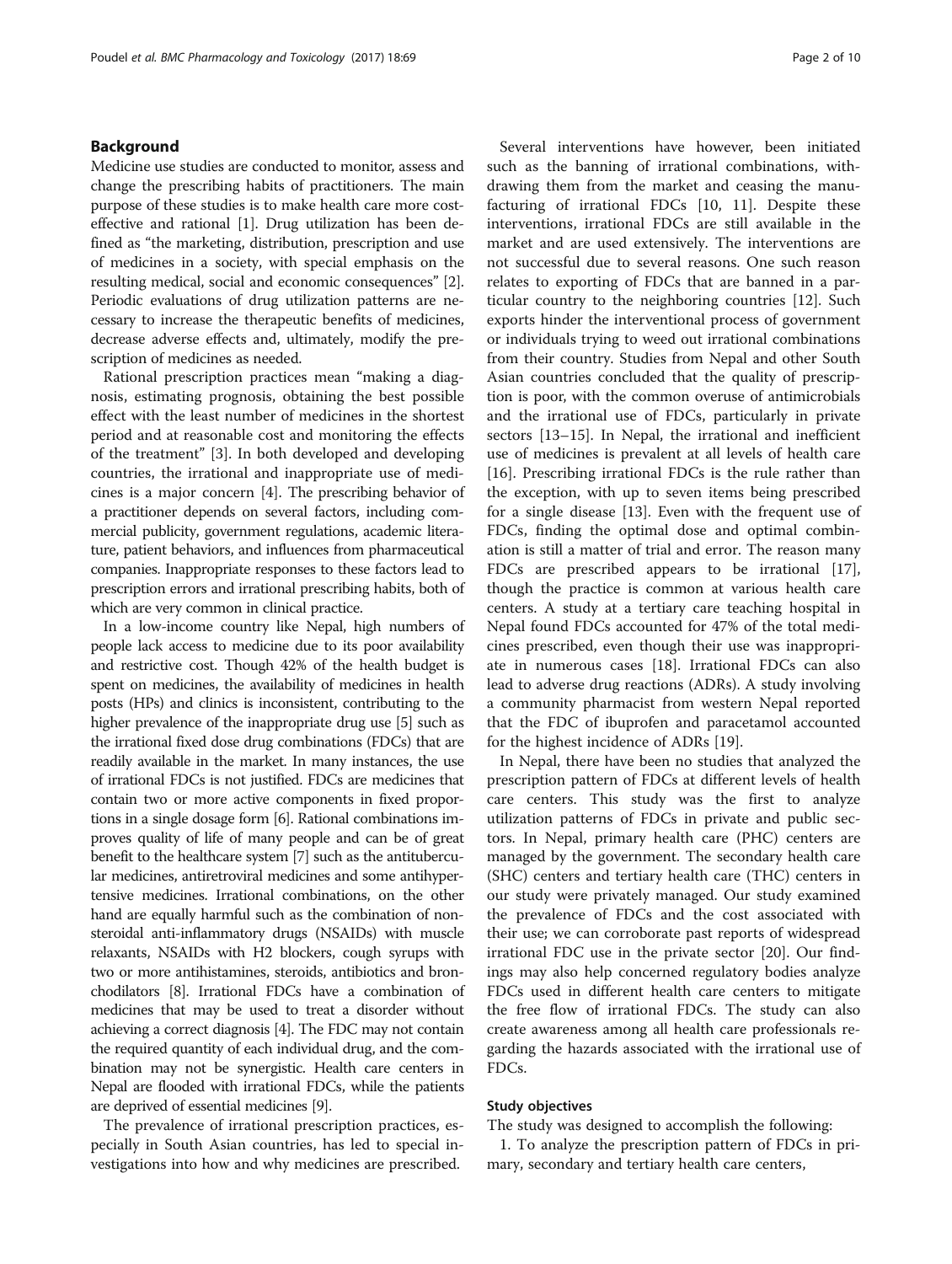## Background

Medicine use studies are conducted to monitor, assess and change the prescribing habits of practitioners. The main purpose of these studies is to make health care more cost-effective and rational [1]. Drug utilization has been defined as "the marketing, distribution, prescription and use of medicines in a society, with special emphasis on the resulting medical, social and economic consequences" [2]. Periodic evaluations of drug utilization patterns are necessary to increase the therapeutic benefits of medicines, decrease adverse effects and, ultimately, modify the prescription of medicines as needed.

Rational prescription practices mean "making a diagnosis, estimating prognosis, obtaining the best possible effect with the least number of medicines in the shortest period and at reasonable cost and monitoring the effects of the treatment" [3]. In both developed and developing countries, the irrational and inappropriate use of medicines is a major concern [4]. The prescribing behavior of a practitioner depends on several factors, including commercial publicity, government regulations, academic literature, patient behaviors, and influences from pharmaceutical companies. Inappropriate responses to these factors lead to prescription errors and irrational prescribing habits, both of which are very common in clinical practice.

In a low-income country like Nepal, high numbers of people lack access to medicine due to its poor availability and restrictive cost. Though 42% of the health budget is spent on medicines, the availability of medicines in health posts (HPs) and clinics is inconsistent, contributing to the higher prevalence of the inappropriate drug use [5] such as the irrational fixed dose drug combinations (FDCs) that are readily available in the market. In many instances, the use of irrational FDCs is not justified. FDCs are medicines that contain two or more active components in fixed proportions in a single dosage form [6]. Rational combinations improves quality of life of many people and can be of great benefit to the healthcare system [7] such as the antitubercular medicines, antiretroviral medicines and some antihypertensive medicines. Irrational combinations, on the other hand are equally harmful such as the combination of nonsteroidal anti-inflammatory drugs (NSAIDs) with muscle relaxants, NSAIDs with H2 blockers, cough syrups with two or more antihistamines, steroids, antibiotics and bronchodilators [8]. Irrational FDCs have a combination of medicines that may be used to treat a disorder without achieving a correct diagnosis [4]. The FDC may not contain the required quantity of each individual drug, and the combination may not be synergistic. Health care centers in Nepal are flooded with irrational FDCs, while the patients are deprived of essential medicines [9].

The prevalence of irrational prescription practices, especially in South Asian countries, has led to special investigations into how and why medicines are prescribed.

Several interventions have however, been initiated such as the banning of irrational combinations, withdrawing them from the market and ceasing the manufacturing of irrational FDCs [10, 11]. Despite these interventions, irrational FDCs are still available in the market and are used extensively. The interventions are not successful due to several reasons. One such reason relates to exporting of FDCs that are banned in a particular country to the neighboring countries [12]. Such exports hinder the interventional process of government or individuals trying to weed out irrational combinations from their country. Studies from Nepal and other South Asian countries concluded that the quality of prescription is poor, with the common overuse of antimicrobials and the irrational use of FDCs, particularly in private sectors [13–15]. In Nepal, the irrational and inefficient use of medicines is prevalent at all levels of health care [16]. Prescribing irrational FDCs is the rule rather than the exception, with up to seven items being prescribed for a single disease [13]. Even with the frequent use of FDCs, finding the optimal dose and optimal combination is still a matter of trial and error. The reason many FDCs are prescribed appears to be irrational [17], though the practice is common at various health care centers. A study at a tertiary care teaching hospital in Nepal found FDCs accounted for 47% of the total medicines prescribed, even though their use was inappropriate in numerous cases [18]. Irrational FDCs can also lead to adverse drug reactions (ADRs). A study involving a community pharmacist from western Nepal reported that the FDC of ibuprofen and paracetamol accounted for the highest incidence of ADRs [19].

In Nepal, there have been no studies that analyzed the prescription pattern of FDCs at different levels of health care centers. This study was the first to analyze utilization patterns of FDCs in private and public sectors. In Nepal, primary health care (PHC) centers are managed by the government. The secondary health care (SHC) centers and tertiary health care (THC) centers in our study were privately managed. Our study examined the prevalence of FDCs and the cost associated with their use; we can corroborate past reports of widespread irrational FDC use in the private sector [20]. Our findings may also help concerned regulatory bodies analyze FDCs used in different health care centers to mitigate the free flow of irrational FDCs. The study can also create awareness among all health care professionals regarding the hazards associated with the irrational use of FDCs.

### Study objectives

The study was designed to accomplish the following:

1. To analyze the prescription pattern of FDCs in primary, secondary and tertiary health care centers,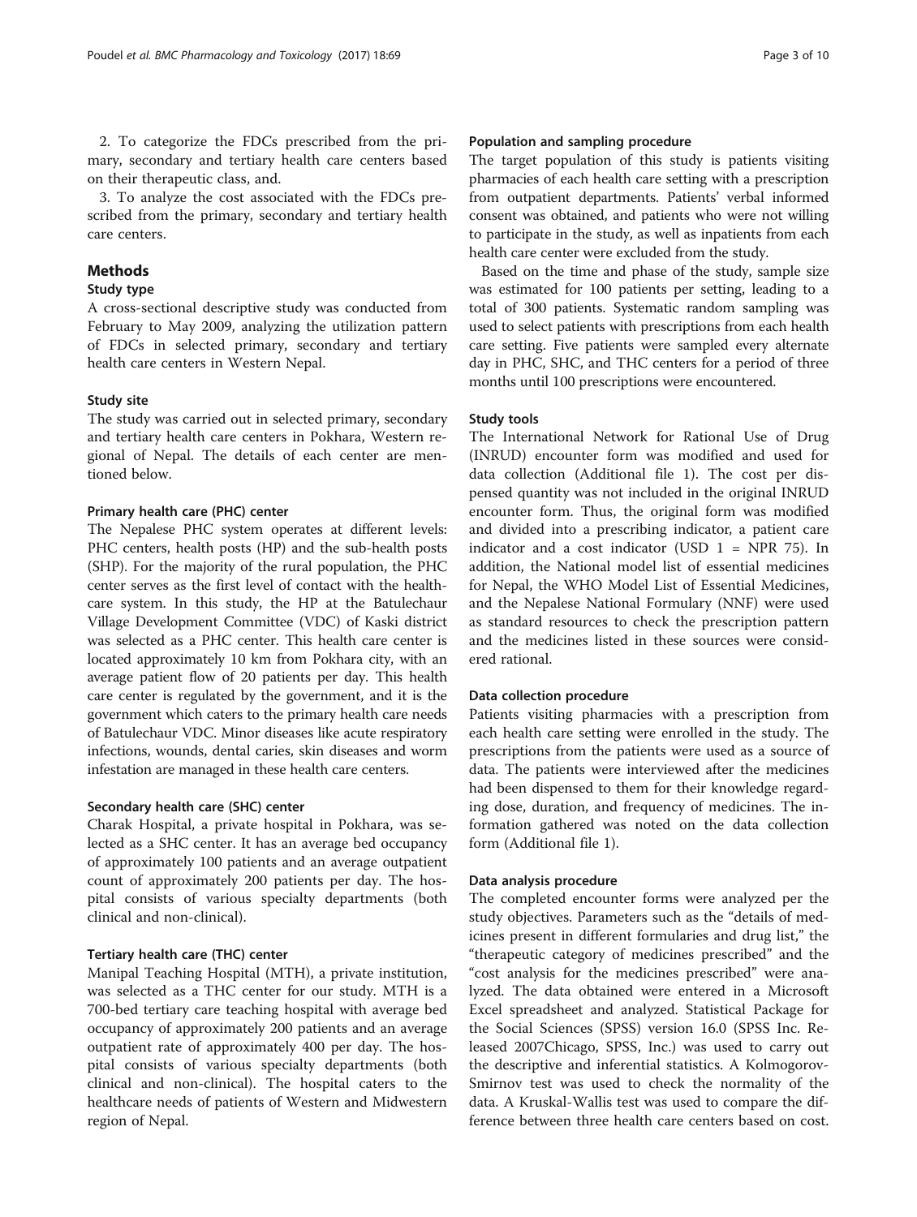2. To categorize the FDCs prescribed from the primary, secondary and tertiary health care centers based on their therapeutic class, and.

3. To analyze the cost associated with the FDCs prescribed from the primary, secondary and tertiary health care centers.

## Methods

### Study type

A cross-sectional descriptive study was conducted from February to May 2009, analyzing the utilization pattern of FDCs in selected primary, secondary and tertiary health care centers in Western Nepal.

### Study site

The study was carried out in selected primary, secondary and tertiary health care centers in Pokhara, Western regional of Nepal. The details of each center are mentioned below.

#### Primary health care (PHC) center

The Nepalese PHC system operates at different levels: PHC centers, health posts (HP) and the sub-health posts (SHP). For the majority of the rural population, the PHC center serves as the first level of contact with the healthcare system. In this study, the HP at the Batulechaur Village Development Committee (VDC) of Kaski district was selected as a PHC center. This health care center is located approximately 10 km from Pokhara city, with an average patient flow of 20 patients per day. This health care center is regulated by the government, and it is the government which caters to the primary health care needs of Batulechaur VDC. Minor diseases like acute respiratory infections, wounds, dental caries, skin diseases and worm infestation are managed in these health care centers.

#### Secondary health care (SHC) center

Charak Hospital, a private hospital in Pokhara, was selected as a SHC center. It has an average bed occupancy of approximately 100 patients and an average outpatient count of approximately 200 patients per day. The hospital consists of various specialty departments (both clinical and non-clinical).

#### Tertiary health care (THC) center

Manipal Teaching Hospital (MTH), a private institution, was selected as a THC center for our study. MTH is a 700-bed tertiary care teaching hospital with average bed occupancy of approximately 200 patients and an average outpatient rate of approximately 400 per day. The hospital consists of various specialty departments (both clinical and non-clinical). The hospital caters to the healthcare needs of patients of Western and Midwestern region of Nepal.

### Population and sampling procedure

The target population of this study is patients visiting pharmacies of each health care setting with a prescription from outpatient departments. Patients' verbal informed consent was obtained, and patients who were not willing to participate in the study, as well as inpatients from each health care center were excluded from the study.

Based on the time and phase of the study, sample size was estimated for 100 patients per setting, leading to a total of 300 patients. Systematic random sampling was used to select patients with prescriptions from each health care setting. Five patients were sampled every alternate day in PHC, SHC, and THC centers for a period of three months until 100 prescriptions were encountered.

### Study tools

The International Network for Rational Use of Drug (INRUD) encounter form was modified and used for data collection (Additional file 1). The cost per dispensed quantity was not included in the original INRUD encounter form. Thus, the original form was modified and divided into a prescribing indicator, a patient care indicator and a cost indicator (USD 1 = NPR 75). In addition, the National model list of essential medicines for Nepal, the WHO Model List of Essential Medicines, and the Nepalese National Formulary (NNF) were used as standard resources to check the prescription pattern and the medicines listed in these sources were considered rational.

### Data collection procedure

Patients visiting pharmacies with a prescription from each health care setting were enrolled in the study. The prescriptions from the patients were used as a source of data. The patients were interviewed after the medicines had been dispensed to them for their knowledge regarding dose, duration, and frequency of medicines. The information gathered was noted on the data collection form (Additional file 1).

### Data analysis procedure

The completed encounter forms were analyzed per the study objectives. Parameters such as the "details of medicines present in different formularies and drug list," the "therapeutic category of medicines prescribed" and the "cost analysis for the medicines prescribed" were analyzed. The data obtained were entered in a Microsoft Excel spreadsheet and analyzed. Statistical Package for the Social Sciences (SPSS) version 16.0 (SPSS Inc. Released 2007Chicago, SPSS, Inc.) was used to carry out the descriptive and inferential statistics. A Kolmogorov-Smirnov test was used to check the normality of the data. A Kruskal-Wallis test was used to compare the difference between three health care centers based on cost.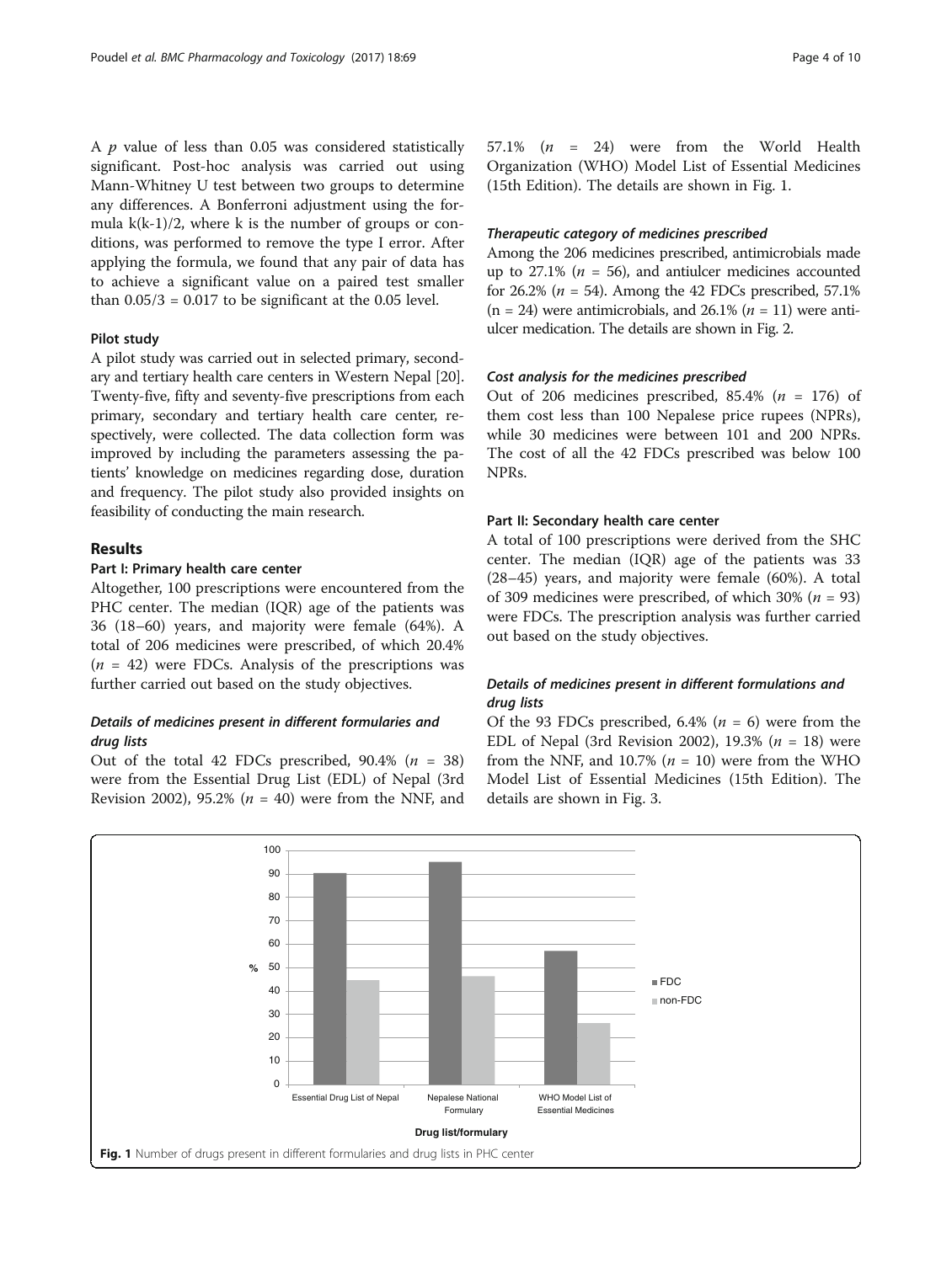A $p$ value of less than 0.05 was considered statistically significant. Post-hoc analysis was carried out using Mann-Whitney U test between two groups to determine any differences. A Bonferroni adjustment using the formula k(k-1)/2, where k is the number of groups or conditions, was performed to remove the type I error. After applying the formula, we found that any pair of data has to achieve a significant value on a paired test smaller than 0.05/3 = 0.017 to be significant at the 0.05 level.

### Pilot study

A pilot study was carried out in selected primary, secondary and tertiary health care centers in Western Nepal [20]. Twenty-five, fifty and seventy-five prescriptions from each primary, secondary and tertiary health care center, respectively, were collected. The data collection form was improved by including the parameters assessing the patients' knowledge on medicines regarding dose, duration and frequency. The pilot study also provided insights on feasibility of conducting the main research.

## Results

### Part I: Primary health care center

Altogether, 100 prescriptions were encountered from the PHC center. The median (IQR) age of the patients was 36 (18–60) years, and majority were female (64%). A total of 206 medicines were prescribed, of which 20.4% ($n$ = 42) were FDCs. Analysis of the prescriptions was further carried out based on the study objectives.

#### *Details of medicines present in different formularies and drug lists*

Out of the total 42 FDCs prescribed, 90.4% ($n$ = 38) were from the Essential Drug List (EDL) of Nepal (3rd Revision 2002), 95.2% ($n$ = 40) were from the NNF, and 57.1% ($n$ = 24) were from the World Health Organization (WHO) Model List of Essential Medicines (15th Edition). The details are shown in Fig. 1.

#### *Therapeutic category of medicines prescribed*

Among the 206 medicines prescribed, antimicrobials made up to 27.1% ($n$ = 56), and antiulcer medicines accounted for 26.2% ($n$ = 54). Among the 42 FDCs prescribed, 57.1% (n = 24) were antimicrobials, and 26.1% ($n$ = 11) were antiulcer medication. The details are shown in Fig. 2.

#### *Cost analysis for the medicines prescribed*

Out of 206 medicines prescribed, 85.4% ($n$ = 176) of them cost less than 100 Nepalese price rupees (NPRs), while 30 medicines were between 101 and 200 NPRs. The cost of all the 42 FDCs prescribed was below 100 NPRs.

### Part II: Secondary health care center

A total of 100 prescriptions were derived from the SHC center. The median (IQR) age of the patients was 33 (28–45) years, and majority were female (60%). A total of 309 medicines were prescribed, of which 30% ($n$ = 93) were FDCs. The prescription analysis was further carried out based on the study objectives.

#### *Details of medicines present in different formulations and drug lists*

Of the 93 FDCs prescribed, 6.4% ($n$ = 6) were from the EDL of Nepal (3rd Revision 2002), 19.3% ($n$ = 18) were from the NNF, and 10.7% ($n$ = 10) were from the WHO Model List of Essential Medicines (15th Edition). The details are shown in Fig. 3.

**Fig. 1** Number of drugs present in different formularies and drug lists in PHC center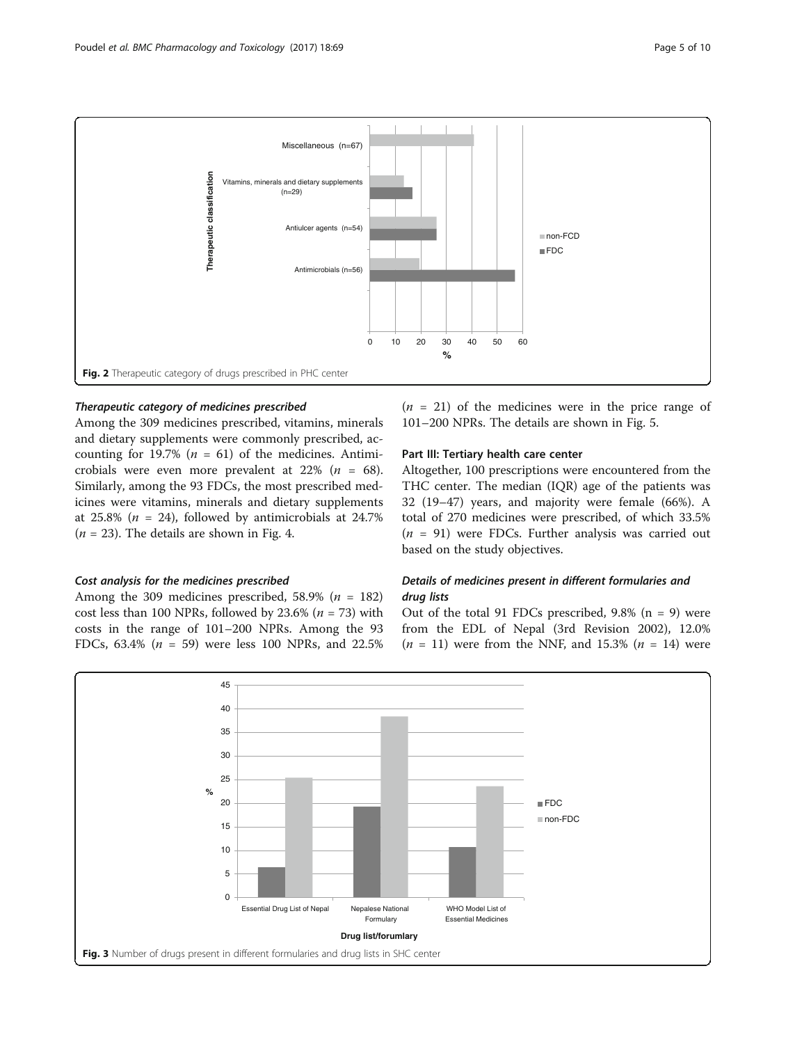Fig. 2 Therapeutic category of drugs prescribed in PHC center

### *Therapeutic category of medicines prescribed*

Among the 309 medicines prescribed, vitamins, minerals and dietary supplements were commonly prescribed, accounting for 19.7% (*n* = 61) of the medicines. Antimicrobials were even more prevalent at 22% (*n* = 68). Similarly, among the 93 FDCs, the most prescribed medicines were vitamins, minerals and dietary supplements at 25.8% (*n* = 24), followed by antimicrobials at 24.7% (*n* = 23). The details are shown in Fig. 4.

### *Cost analysis for the medicines prescribed*

Among the 309 medicines prescribed, 58.9% (*n* = 182) cost less than 100 NPRs, followed by 23.6% (*n* = 73) with costs in the range of 101–200 NPRs. Among the 93 FDCs, 63.4% (*n* = 59) were less 100 NPRs, and 22.5% (*n* = 21) of the medicines were in the price range of 101–200 NPRs. The details are shown in Fig. 5.

## Part III: Tertiary health care center

Altogether, 100 prescriptions were encountered from the THC center. The median (IQR) age of the patients was 32 (19–47) years, and majority were female (66%). A total of 270 medicines were prescribed, of which 33.5% (*n* = 91) were FDCs. Further analysis was carried out based on the study objectives.

### *Details of medicines present in different formularies and drug lists*

Out of the total 91 FDCs prescribed, 9.8% (n = 9) were from the EDL of Nepal (3rd Revision 2002), 12.0% (*n* = 11) were from the NNF, and 15.3% (*n* = 14) were

Fig. 3 Number of drugs present in different formularies and drug lists in SHC center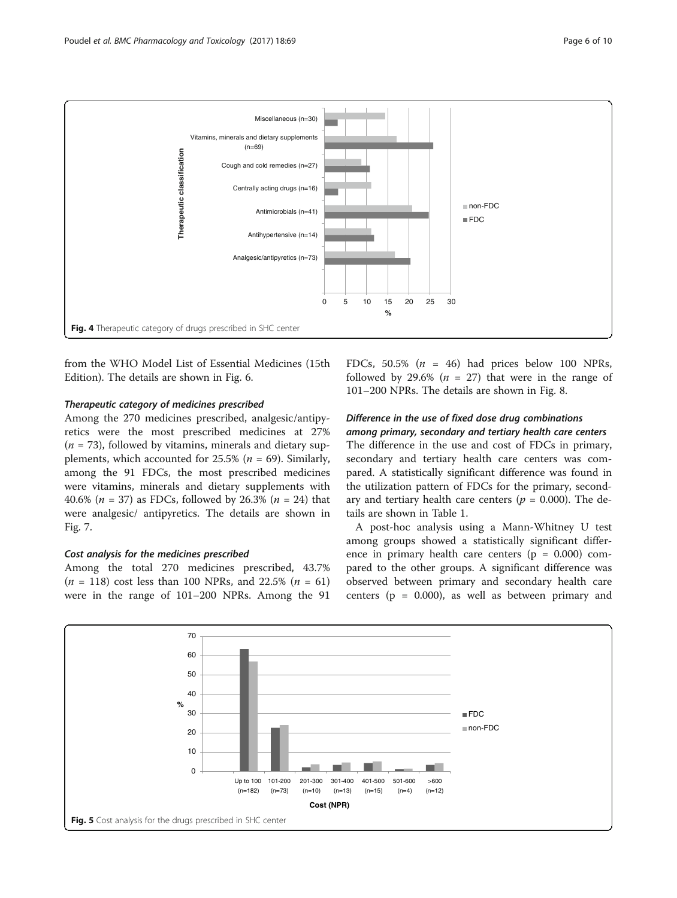Fig. 4 Therapeutic category of drugs prescribed in SHC center

from the WHO Model List of Essential Medicines (15th Edition). The details are shown in Fig. 6.

#### *Therapeutic category of medicines prescribed*

Among the 270 medicines prescribed, analgesic/antipyretics were the most prescribed medicines at 27% (*n* = 73), followed by vitamins, minerals and dietary supplements, which accounted for 25.5% (*n* = 69). Similarly, among the 91 FDCs, the most prescribed medicines were vitamins, minerals and dietary supplements with 40.6% (*n* = 37) as FDCs, followed by 26.3% (*n* = 24) that were analgesic/ antipyretics. The details are shown in Fig. 7.

#### *Cost analysis for the medicines prescribed*

Among the total 270 medicines prescribed, 43.7% (*n* = 118) cost less than 100 NPRs, and 22.5% (*n* = 61) were in the range of 101–200 NPRs. Among the 91 FDCs, 50.5% (*n* = 46) had prices below 100 NPRs, followed by 29.6% (*n* = 27) that were in the range of 101–200 NPRs. The details are shown in Fig. 8.

#### *Difference in the use of fixed dose drug combinations among primary, secondary and tertiary health care centers*

The difference in the use and cost of FDCs in primary, secondary and tertiary health care centers was compared. A statistically significant difference was found in the utilization pattern of FDCs for the primary, secondary and tertiary health care centers (*p* = 0.000). The details are shown in Table 1.

A post-hoc analysis using a Mann-Whitney U test among groups showed a statistically significant difference in primary health care centers (p = 0.000) compared to the other groups. A significant difference was observed between primary and secondary health care centers (p = 0.000), as well as between primary and

Fig. 5 Cost analysis for the drugs prescribed in SHC center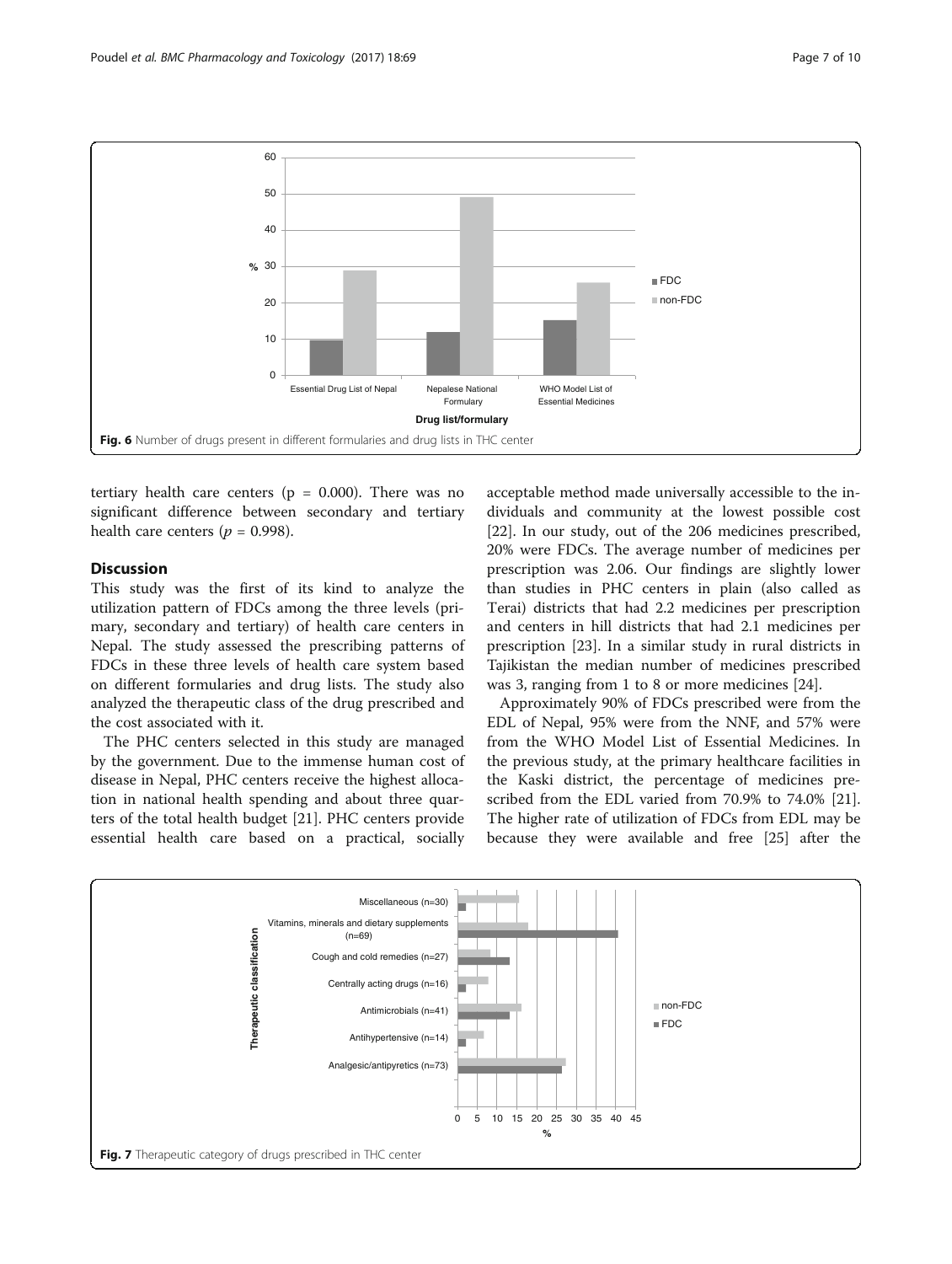Fig. 6 Number of drugs present in different formularies and drug lists in THC center

tertiary health care centers (p = 0.000). There was no significant difference between secondary and tertiary health care centers ($p = 0.998$).

## Discussion

This study was the first of its kind to analyze the utilization pattern of FDCs among the three levels (primary, secondary and tertiary) of health care centers in Nepal. The study assessed the prescribing patterns of FDCs in these three levels of health care system based on different formularies and drug lists. The study also analyzed the therapeutic class of the drug prescribed and the cost associated with it.

The PHC centers selected in this study are managed by the government. Due to the immense human cost of disease in Nepal, PHC centers receive the highest allocation in national health spending and about three quarters of the total health budget [21]. PHC centers provide essential health care based on a practical, socially acceptable method made universally accessible to the individuals and community at the lowest possible cost [22]. In our study, out of the 206 medicines prescribed, 20% were FDCs. The average number of medicines per prescription was 2.06. Our findings are slightly lower than studies in PHC centers in plain (also called as Terai) districts that had 2.2 medicines per prescription and centers in hill districts that had 2.1 medicines per prescription [23]. In a similar study in rural districts in Tajikistan the median number of medicines prescribed was 3, ranging from 1 to 8 or more medicines [24].

Approximately 90% of FDCs prescribed were from the EDL of Nepal, 95% were from the NNF, and 57% were from the WHO Model List of Essential Medicines. In the previous study, at the primary healthcare facilities in the Kaski district, the percentage of medicines prescribed from the EDL varied from 70.9% to 74.0% [21]. The higher rate of utilization of FDCs from EDL may be because they were available and free [25] after the

Fig. 7 Therapeutic category of drugs prescribed in THC center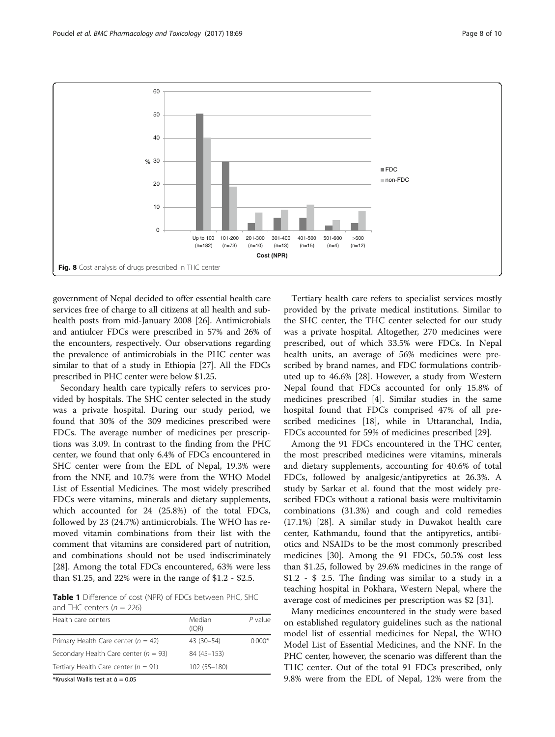Fig. 8 Cost analysis of drugs prescribed in THC center

government of Nepal decided to offer essential health care services free of charge to all citizens at all health and sub-health posts from mid-January 2008 [26]. Antimicrobials and antiulcer FDCs were prescribed in 57% and 26% of the encounters, respectively. Our observations regarding the prevalence of antimicrobials in the PHC center was similar to that of a study in Ethiopia [27]. All the FDCs prescribed in PHC center were below \$1.25.

Secondary health care typically refers to services provided by hospitals. The SHC center selected in the study was a private hospital. During our study period, we found that 30% of the 309 medicines prescribed were FDCs. The average number of medicines per prescriptions was 3.09. In contrast to the finding from the PHC center, we found that only 6.4% of FDCs encountered in SHC center were from the EDL of Nepal, 19.3% were from the NNF, and 10.7% were from the WHO Model List of Essential Medicines. The most widely prescribed FDCs were vitamins, minerals and dietary supplements, which accounted for 24 (25.8%) of the total FDCs, followed by 23 (24.7%) antimicrobials. The WHO has removed vitamin combinations from their list with the comment that vitamins are considered part of nutrition, and combinations should not be used indiscriminately [28]. Among the total FDCs encountered, 63% were less than \$1.25, and 22% were in the range of \$1.2 - \$2.5.

**Table 1** Difference of cost (NPR) of FDCs between PHC, SHC and THC centers ($n$ = 226)

| Health care centers | Median (IQR) | $P$ value |
|---|---|---|
| Primary Health Care center ($n$ = 42) | 43 (30–54) | 0.000* |
| Secondary Health Care center ($n$ = 93) | 84 (45–153) | |
| Tertiary Health Care center ($n$ = 91) | 102 (55–180) | |

*Kruskal Wallis test at ά = 0.05

Tertiary health care refers to specialist services mostly provided by the private medical institutions. Similar to the SHC center, the THC center selected for our study was a private hospital. Altogether, 270 medicines were prescribed, out of which 33.5% were FDCs. In Nepal health units, an average of 56% medicines were prescribed by brand names, and FDC formulations contributed up to 46.6% [28]. However, a study from Western Nepal found that FDCs accounted for only 15.8% of medicines prescribed [4]. Similar studies in the same hospital found that FDCs comprised 47% of all prescribed medicines [18], while in Uttaranchal, India, FDCs accounted for 59% of medicines prescribed [29].

Among the 91 FDCs encountered in the THC center, the most prescribed medicines were vitamins, minerals and dietary supplements, accounting for 40.6% of total FDCs, followed by analgesic/antipyretics at 26.3%. A study by Sarkar et al. found that the most widely prescribed FDCs without a rational basis were multivitamin combinations (31.3%) and cough and cold remedies (17.1%) [28]. A similar study in Duwakot health care center, Kathmandu, found that the antipyretics, antibiotics and NSAIDs to be the most commonly prescribed medicines [30]. Among the 91 FDCs, 50.5% cost less than \$1.25, followed by 29.6% medicines in the range of \$1.2 - \$ 2.5. The finding was similar to a study in a teaching hospital in Pokhara, Western Nepal, where the average cost of medicines per prescription was \$2 [31].

Many medicines encountered in the study were based on established regulatory guidelines such as the national model list of essential medicines for Nepal, the WHO Model List of Essential Medicines, and the NNF. In the PHC center, however, the scenario was different than the THC center. Out of the total 91 FDCs prescribed, only 9.8% were from the EDL of Nepal, 12% were from the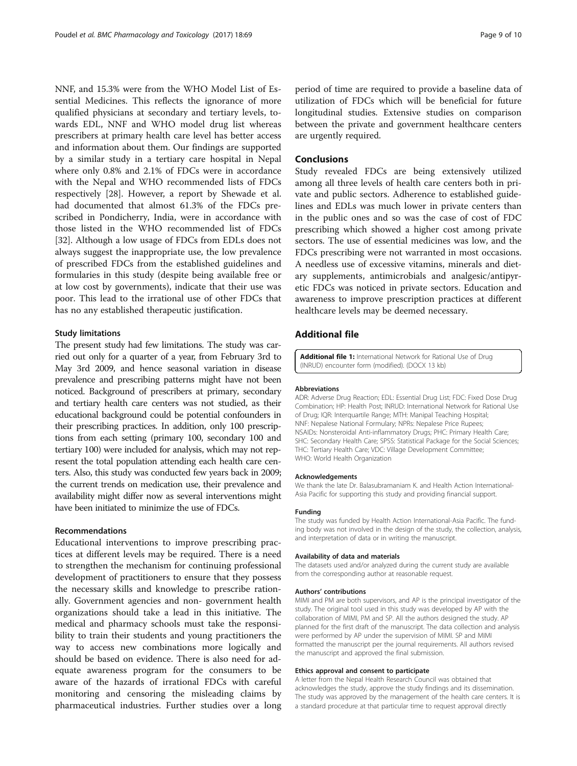NNF, and 15.3% were from the WHO Model List of Essential Medicines. This reflects the ignorance of more qualified physicians at secondary and tertiary levels, towards EDL, NNF and WHO model drug list whereas prescribers at primary health care level has better access and information about them. Our findings are supported by a similar study in a tertiary care hospital in Nepal where only 0.8% and 2.1% of FDCs were in accordance with the Nepal and WHO recommended lists of FDCs respectively [28]. However, a report by Shewade et al. had documented that almost 61.3% of the FDCs prescribed in Pondicherry, India, were in accordance with those listed in the WHO recommended list of FDCs [32]. Although a low usage of FDCs from EDLs does not always suggest the inappropriate use, the low prevalence of prescribed FDCs from the established guidelines and formularies in this study (despite being available free or at low cost by governments), indicate that their use was poor. This lead to the irrational use of other FDCs that has no any established therapeutic justification.

### Study limitations

The present study had few limitations. The study was carried out only for a quarter of a year, from February 3rd to May 3rd 2009, and hence seasonal variation in disease prevalence and prescribing patterns might have not been noticed. Background of prescribers at primary, secondary and tertiary health care centers was not studied, as their educational background could be potential confounders in their prescribing practices. In addition, only 100 prescriptions from each setting (primary 100, secondary 100 and tertiary 100) were included for analysis, which may not represent the total population attending each health care centers. Also, this study was conducted few years back in 2009; the current trends on medication use, their prevalence and availability might differ now as several interventions might have been initiated to minimize the use of FDCs.

### Recommendations

Educational interventions to improve prescribing practices at different levels may be required. There is a need to strengthen the mechanism for continuing professional development of practitioners to ensure that they possess the necessary skills and knowledge to prescribe rationally. Government agencies and non- government health organizations should take a lead in this initiative. The medical and pharmacy schools must take the responsibility to train their students and young practitioners the way to access new combinations more logically and should be based on evidence. There is also need for adequate awareness program for the consumers to be aware of the hazards of irrational FDCs with careful monitoring and censoring the misleading claims by pharmaceutical industries. Further studies over a long period of time are required to provide a baseline data of utilization of FDCs which will be beneficial for future longitudinal studies. Extensive studies on comparison between the private and government healthcare centers are urgently required.

## Conclusions

Study revealed FDCs are being extensively utilized among all three levels of health care centers both in private and public sectors. Adherence to established guidelines and EDLs was much lower in private centers than in the public ones and so was the case of cost of FDC prescribing which showed a higher cost among private sectors. The use of essential medicines was low, and the FDCs prescribing were not warranted in most occasions. A needless use of excessive vitamins, minerals and dietary supplements, antimicrobials and analgesic/antipyretic FDCs was noticed in private sectors. Education and awareness to improve prescription practices at different healthcare levels may be deemed necessary.

## Additional file

**Additional file 1:** International Network for Rational Use of Drug (INRUD) encounter form (modified). (DOCX 13 kb)

#### Abbreviations

ADR: Adverse Drug Reaction; EDL: Essential Drug List; FDC: Fixed Dose Drug Combination; HP: Health Post; INRUD: International Network for Rational Use of Drug; IQR: Interquartile Range; MTH: Manipal Teaching Hospital; NNF: Nepalese National Formulary; NPRs: Nepalese Price Rupees; NSAIDs: Nonsteroidal Anti-inflammatory Drugs; PHC: Primary Health Care; SHC: Secondary Health Care; SPSS: Statistical Package for the Social Sciences; THC: Tertiary Health Care; VDC: Village Development Committee; WHO: World Health Organization

#### Acknowledgements

We thank the late Dr. Balasubramaniam K. and Health Action International-Asia Pacific for supporting this study and providing financial support.

#### Funding

The study was funded by Health Action International-Asia Pacific. The funding body was not involved in the design of the study, the collection, analysis, and interpretation of data or in writing the manuscript.

#### Availability of data and materials

The datasets used and/or analyzed during the current study are available from the corresponding author at reasonable request.

#### Authors' contributions

MIMI and PM are both supervisors, and AP is the principal investigator of the study. The original tool used in this study was developed by AP with the collaboration of MIMI, PM and SP. All the authors designed the study. AP planned for the first draft of the manuscript. The data collection and analysis were performed by AP under the supervision of MIMI. SP and MIMI formatted the manuscript per the journal requirements. All authors revised the manuscript and approved the final submission.

#### Ethics approval and consent to participate

A letter from the Nepal Health Research Council was obtained that acknowledges the study, approve the study findings and its dissemination. The study was approved by the management of the health care centers. It is a standard procedure at that particular time to request approval directly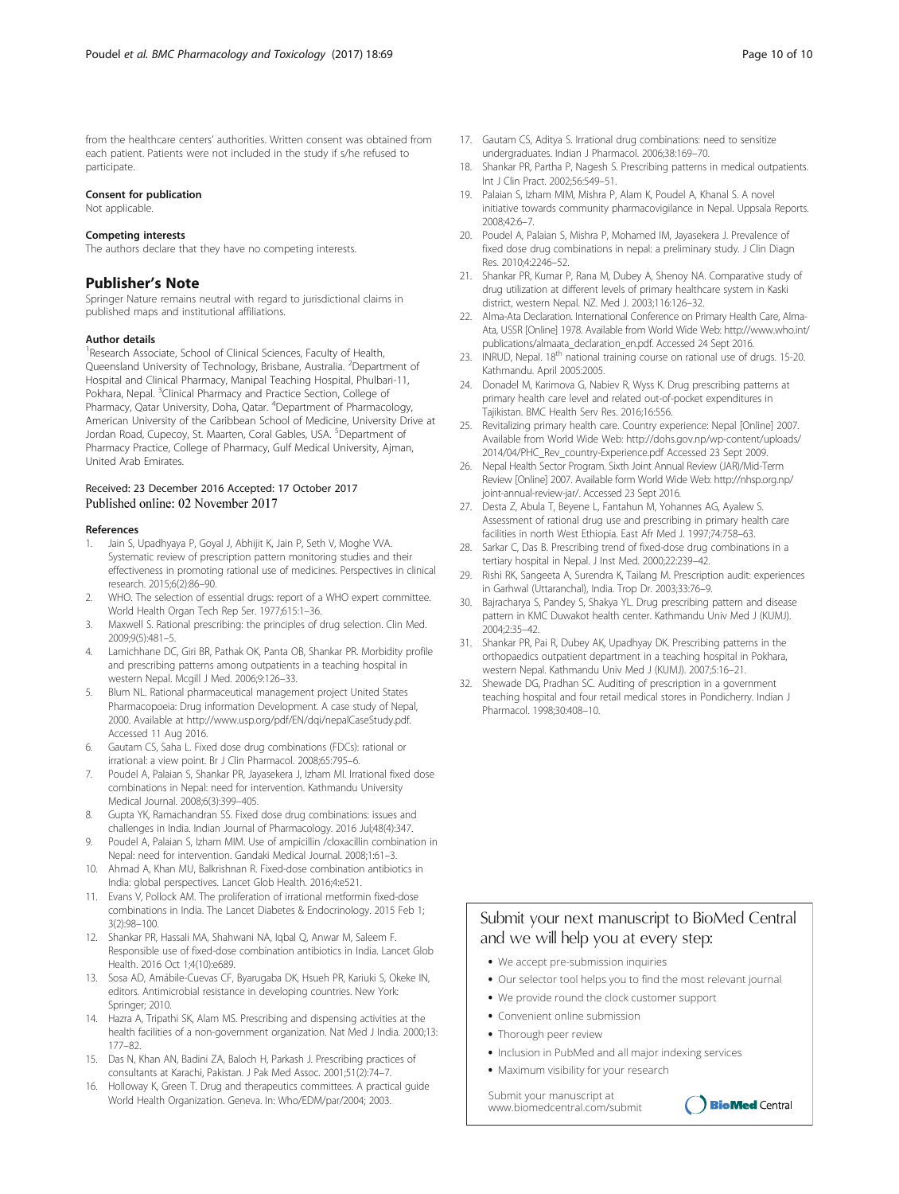from the healthcare centers' authorities. Written consent was obtained from each patient. Patients were not included in the study if s/he refused to participate.

### Consent for publication

Not applicable.

### Competing interests

The authors declare that they have no competing interests.

## Publisher's Note

Springer Nature remains neutral with regard to jurisdictional claims in published maps and institutional affiliations.

### Author details

[1]Research Associate, School of Clinical Sciences, Faculty of Health, Queensland University of Technology, Brisbane, Australia. [2]Department of Hospital and Clinical Pharmacy, Manipal Teaching Hospital, Phulbari-11, Pokhara, Nepal. [3]Clinical Pharmacy and Practice Section, College of Pharmacy, Qatar University, Doha, Qatar. [4]Department of Pharmacology, American University of the Caribbean School of Medicine, University Drive at Jordan Road, Cupecoy, St. Maarten, Coral Gables, USA. [5]Department of Pharmacy Practice, College of Pharmacy, Gulf Medical University, Ajman, United Arab Emirates.

Received: 23 December 2016 Accepted: 17 October 2017
Published online: 02 November 2017

### References

1. Jain S, Upadhyaya P, Goyal J, Abhijit K, Jain P, Seth V, Moghe VVA. Systematic review of prescription pattern monitoring studies and their effectiveness in promoting rational use of medicines. Perspectives in clinical research. 2015;6(2):86–90.
2. WHO. The selection of essential drugs: report of a WHO expert committee. World Health Organ Tech Rep Ser. 1977;615:1–36.
3. Maxwell S. Rational prescribing: the principles of drug selection. Clin Med. 2009;9(5):481–5.
4. Lamichhane DC, Giri BR, Pathak OK, Panta OB, Shankar PR. Morbidity profile and prescribing patterns among outpatients in a teaching hospital in western Nepal. Mcgill J Med. 2006;9:126–33.
5. Blum NL. Rational pharmaceutical management project United States Pharmacopoeia: Drug information Development. A case study of Nepal, 2000. Available at http://www.usp.org/pdf/EN/dqi/nepalCaseStudy.pdf. Accessed 11 Aug 2016.
6. Gautam CS, Saha L. Fixed dose drug combinations (FDCs): rational or irrational: a view point. Br J Clin Pharmacol. 2008;65:795–6.
7. Poudel A, Palaian S, Shankar PR, Jayasekera J, Izham MI. Irrational fixed dose combinations in Nepal: need for intervention. Kathmandu University Medical Journal. 2008;6(3):399–405.
8. Gupta YK, Ramachandran SS. Fixed dose drug combinations: issues and challenges in India. Indian Journal of Pharmacology. 2016 Jul;48(4):347.
9. Poudel A, Palaian S, Izham MIM. Use of ampicillin /cloxacillin combination in Nepal: need for intervention. Gandaki Medical Journal. 2008;1:61–3.
10. Ahmad A, Khan MU, Balkrishnan R. Fixed-dose combination antibiotics in India: global perspectives. Lancet Glob Health. 2016;4:e521.
11. Evans V, Pollock AM. The proliferation of irrational metformin fixed-dose combinations in India. The Lancet Diabetes & Endocrinology. 2015 Feb 1; 3(2):98–100.
12. Shankar PR, Hassali MA, Shahwani NA, Iqbal Q, Anwar M, Saleem F. Responsible use of fixed-dose combination antibiotics in India. Lancet Glob Health. 2016 Oct 1;4(10):e689.
13. Sosa AD, Amábile-Cuevas CF, Byarugaba DK, Hsueh PR, Kariuki S, Okeke IN, editors. Antimicrobial resistance in developing countries. New York: Springer; 2010.
14. Hazra A, Tripathi SK, Alam MS. Prescribing and dispensing activities at the health facilities of a non-government organization. Nat Med J India. 2000;13: 177–82.
15. Das N, Khan AN, Badini ZA, Baloch H, Parkash J. Prescribing practices of consultants at Karachi, Pakistan. J Pak Med Assoc. 2001;51(2):74–7.
16. Holloway K, Green T. Drug and therapeutics committees. A practical guide World Health Organization. Geneva. In: Who/EDM/par/2004; 2003.
17. Gautam CS, Aditya S. Irrational drug combinations: need to sensitize undergraduates. Indian J Pharmacol. 2006;38:169–70.
18. Shankar PR, Partha P, Nagesh S. Prescribing patterns in medical outpatients. Int J Clin Pract. 2002;56:549–51.
19. Palaian S, Izham MIM, Mishra P, Alam K, Poudel A, Khanal S. A novel initiative towards community pharmacovigilance in Nepal. Uppsala Reports. 2008;42:6–7.
20. Poudel A, Palaian S, Mishra P, Mohamed IM, Jayasekera J. Prevalence of fixed dose drug combinations in nepal: a preliminary study. J Clin Diagn Res. 2010;4:2246–52.
21. Shankar PR, Kumar P, Rana M, Dubey A, Shenoy NA. Comparative study of drug utilization at different levels of primary healthcare system in Kaski district, western Nepal. NZ. Med J. 2003;116:126–32.
22. Alma-Ata Declaration. International Conference on Primary Health Care, Alma-Ata, USSR [Online] 1978. Available from World Wide Web: http://www.who.int/publications/almaata_declaration_en.pdf. Accessed 24 Sept 2016.
23. INRUD, Nepal. 18th national training course on rational use of drugs. 15-20. Kathmandu. April 2005:2005.
24. Donadel M, Karimova G, Nabiev R, Wyss K. Drug prescribing patterns at primary health care level and related out-of-pocket expenditures in Tajikistan. BMC Health Serv Res. 2016;16:556.
25. Revitalizing primary health care. Country experience: Nepal [Online] 2007. Available from World Wide Web: http://dohs.gov.np/wp-content/uploads/2014/04/PHC_Rev_country-Experience.pdf Accessed 23 Sept 2009.
26. Nepal Health Sector Program. Sixth Joint Annual Review (JAR)/Mid-Term Review [Online] 2007. Available form World Wide Web: http://nhsp.org.np/joint-annual-review-jar/. Accessed 23 Sept 2016.
27. Desta Z, Abula T, Beyene L, Fantahun M, Yohannes AG, Ayalew S. Assessment of rational drug use and prescribing in primary health care facilities in north West Ethiopia. East Afr Med J. 1997;74:758–63.
28. Sarkar C, Das B. Prescribing trend of fixed-dose drug combinations in a tertiary hospital in Nepal. J Inst Med. 2000;22:239–42.
29. Rishi RK, Sangeeta A, Surendra K, Tailang M. Prescription audit: experiences in Garhwal (Uttaranchal), India. Trop Dr. 2003;33:76–9.
30. Bajracharya S, Pandey S, Shakya YL. Drug prescribing pattern and disease pattern in KMC Duwakot health center. Kathmandu Univ Med J (KUMJ). 2004;2:35–42.
31. Shankar PR, Pai R, Dubey AK, Upadhyay DK. Prescribing patterns in the orthopaedics outpatient department in a teaching hospital in Pokhara, western Nepal. Kathmandu Univ Med J (KUMJ). 2007;5:16–21.
32. Shewade DG, Pradhan SC. Auditing of prescription in a government teaching hospital and four retail medical stores in Pondicherry. Indian J Pharmacol. 1998;30:408–10.

Submit your next manuscript to BioMed Central and we will help you at every step:

- We accept pre-submission inquiries
- Our selector tool helps you to find the most relevant journal
- We provide round the clock customer support
- Convenient online submission
- Thorough peer review
- Inclusion in PubMed and all major indexing services
- Maximum visibility for your research

Submit your manuscript at
www.biomedcentral.com/submit

BioMed Central